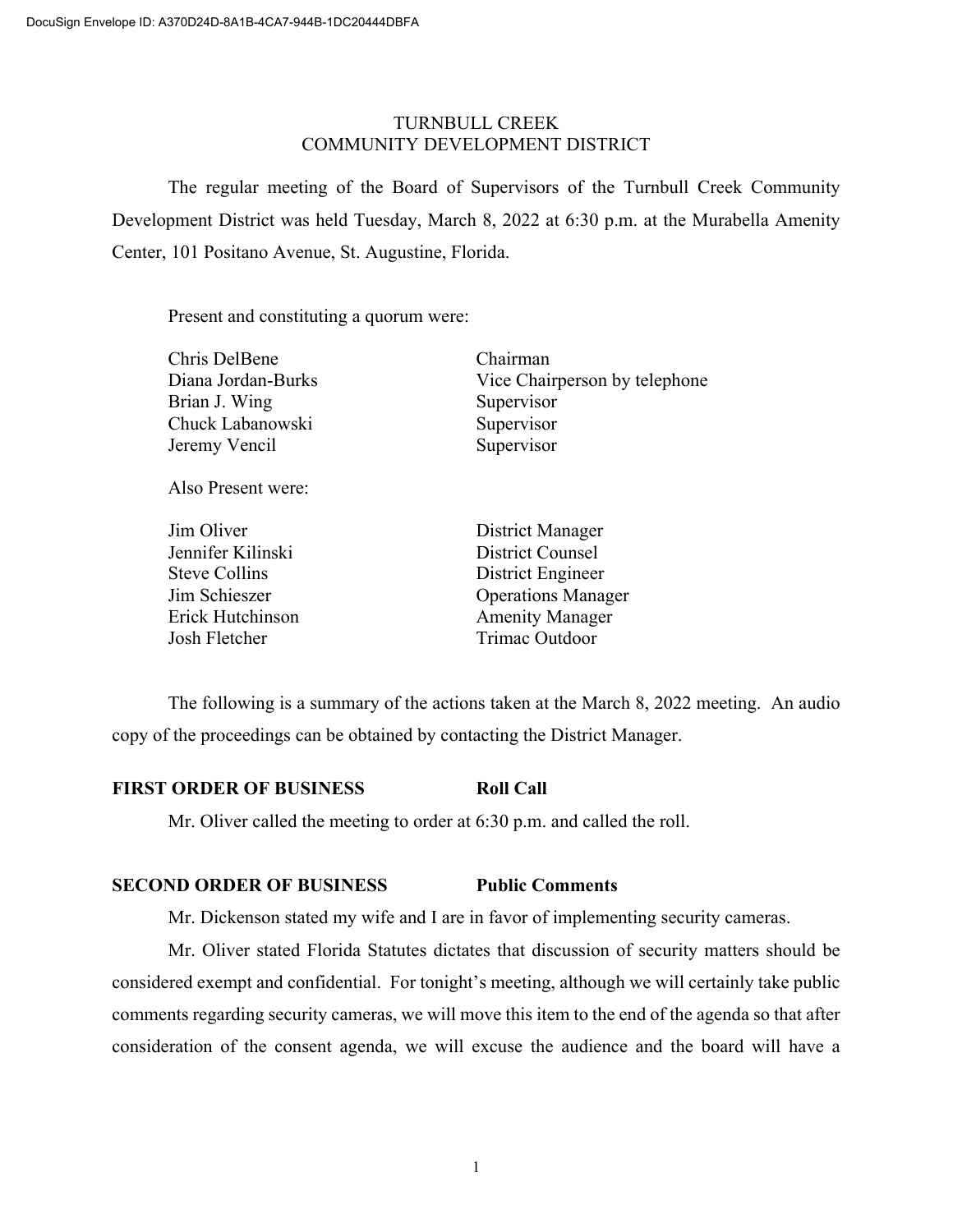# TURNBULL CREEK
# COMMUNITY DEVELOPMENT DISTRICT

The regular meeting of the Board of Supervisors of the Turnbull Creek Community Development District was held Tuesday, March 8, 2022 at 6:30 p.m. at the Murabella Amenity Center, 101 Positano Avenue, St. Augustine, Florida.

Present and constituting a quorum were:

| | |
|---|---|
| Chris DelBene | Chairman |
| Diana Jordan-Burks | Vice Chairperson by telephone |
| Brian J. Wing | Supervisor |
| Chuck Labanowski | Supervisor |
| Jeremy Vencil | Supervisor |

Also Present were:

| | |
|---|---|
| Jim Oliver | District Manager |
| Jennifer Kilinski | District Counsel |
| Steve Collins | District Engineer |
| Jim Schieszer | Operations Manager |
| Erick Hutchinson | Amenity Manager |
| Josh Fletcher | Trimac Outdoor |

The following is a summary of the actions taken at the March 8, 2022 meeting. An audio copy of the proceedings can be obtained by contacting the District Manager.

**FIRST ORDER OF BUSINESS Roll Call**

Mr. Oliver called the meeting to order at 6:30 p.m. and called the roll.

**SECOND ORDER OF BUSINESS Public Comments**

Mr. Dickenson stated my wife and I are in favor of implementing security cameras.

Mr. Oliver stated Florida Statutes dictates that discussion of security matters should be considered exempt and confidential. For tonight's meeting, although we will certainly take public comments regarding security cameras, we will move this item to the end of the agenda so that after consideration of the consent agenda, we will excuse the audience and the board will have a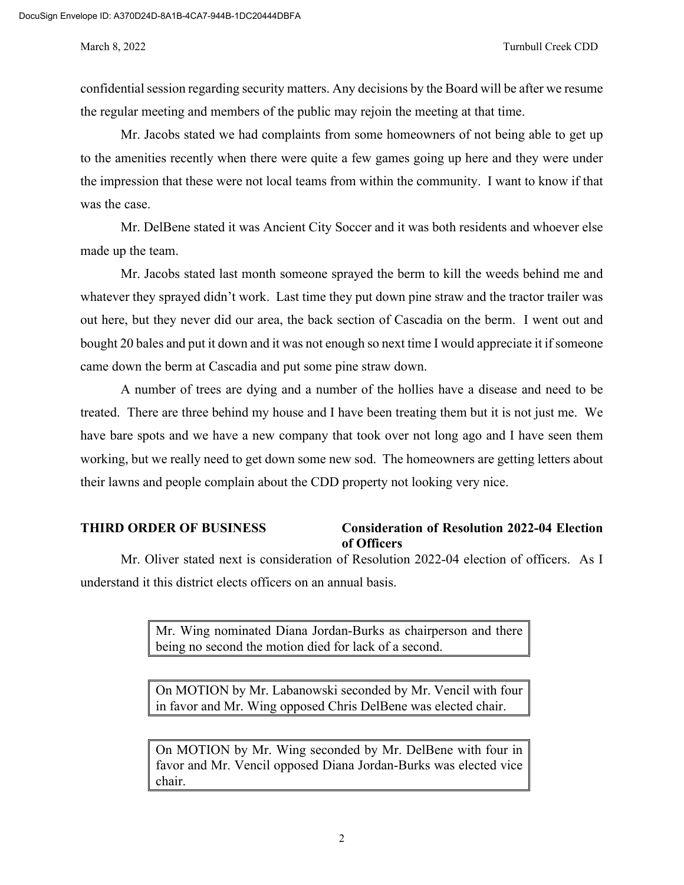confidential session regarding security matters. Any decisions by the Board will be after we resume the regular meeting and members of the public may rejoin the meeting at that time.

Mr. Jacobs stated we had complaints from some homeowners of not being able to get up to the amenities recently when there were quite a few games going up here and they were under the impression that these were not local teams from within the community. I want to know if that was the case.

Mr. DelBene stated it was Ancient City Soccer and it was both residents and whoever else made up the team.

Mr. Jacobs stated last month someone sprayed the berm to kill the weeds behind me and whatever they sprayed didn't work. Last time they put down pine straw and the tractor trailer was out here, but they never did our area, the back section of Cascadia on the berm. I went out and bought 20 bales and put it down and it was not enough so next time I would appreciate it if someone came down the berm at Cascadia and put some pine straw down.

A number of trees are dying and a number of the hollies have a disease and need to be treated. There are three behind my house and I have been treating them but it is not just me. We have bare spots and we have a new company that took over not long ago and I have seen them working, but we really need to get down some new sod. The homeowners are getting letters about their lawns and people complain about the CDD property not looking very nice.

## THIRD ORDER OF BUSINESS — Consideration of Resolution 2022-04 Election of Officers

Mr. Oliver stated next is consideration of Resolution 2022-04 election of officers. As I understand it this district elects officers on an annual basis.

> Mr. Wing nominated Diana Jordan-Burks as chairperson and there being no second the motion died for lack of a second.

> On MOTION by Mr. Labanowski seconded by Mr. Vencil with four in favor and Mr. Wing opposed Chris DelBene was elected chair.

> On MOTION by Mr. Wing seconded by Mr. DelBene with four in favor and Mr. Vencil opposed Diana Jordan-Burks was elected vice chair.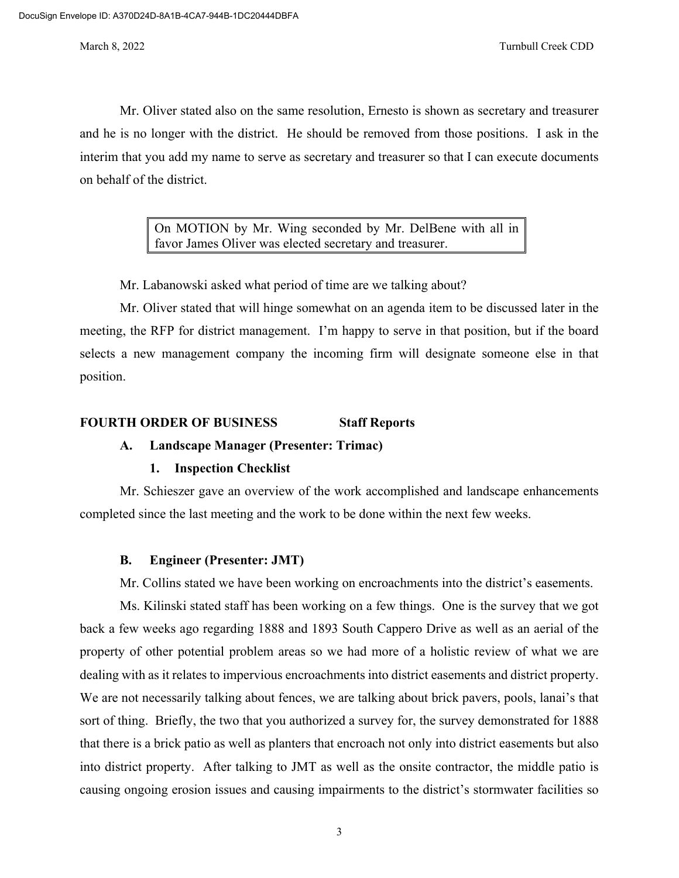Mr. Oliver stated also on the same resolution, Ernesto is shown as secretary and treasurer and he is no longer with the district. He should be removed from those positions. I ask in the interim that you add my name to serve as secretary and treasurer so that I can execute documents on behalf of the district.

> On MOTION by Mr. Wing seconded by Mr. DelBene with all in favor James Oliver was elected secretary and treasurer.

Mr. Labanowski asked what period of time are we talking about?

Mr. Oliver stated that will hinge somewhat on an agenda item to be discussed later in the meeting, the RFP for district management. I'm happy to serve in that position, but if the board selects a new management company the incoming firm will designate someone else in that position.

## FOURTH ORDER OF BUSINESS Staff Reports

### A. Landscape Manager (Presenter: Trimac)

#### 1. Inspection Checklist

Mr. Schieszer gave an overview of the work accomplished and landscape enhancements completed since the last meeting and the work to be done within the next few weeks.

### B. Engineer (Presenter: JMT)

Mr. Collins stated we have been working on encroachments into the district's easements.

Ms. Kilinski stated staff has been working on a few things. One is the survey that we got back a few weeks ago regarding 1888 and 1893 South Cappero Drive as well as an aerial of the property of other potential problem areas so we had more of a holistic review of what we are dealing with as it relates to impervious encroachments into district easements and district property. We are not necessarily talking about fences, we are talking about brick pavers, pools, lanai's that sort of thing. Briefly, the two that you authorized a survey for, the survey demonstrated for 1888 that there is a brick patio as well as planters that encroach not only into district easements but also into district property. After talking to JMT as well as the onsite contractor, the middle patio is causing ongoing erosion issues and causing impairments to the district's stormwater facilities so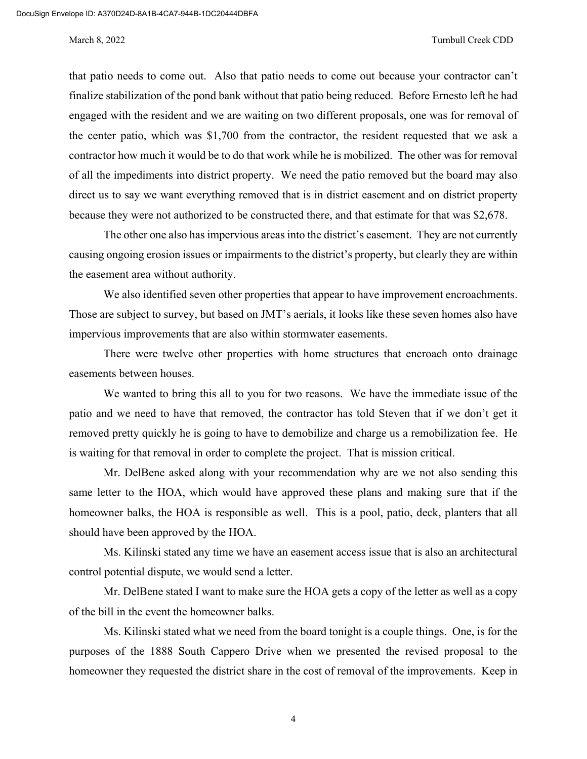that patio needs to come out. Also that patio needs to come out because your contractor can't finalize stabilization of the pond bank without that patio being reduced. Before Ernesto left he had engaged with the resident and we are waiting on two different proposals, one was for removal of the center patio, which was $1,700 from the contractor, the resident requested that we ask a contractor how much it would be to do that work while he is mobilized. The other was for removal of all the impediments into district property. We need the patio removed but the board may also direct us to say we want everything removed that is in district easement and on district property because they were not authorized to be constructed there, and that estimate for that was $2,678.

The other one also has impervious areas into the district's easement. They are not currently causing ongoing erosion issues or impairments to the district's property, but clearly they are within the easement area without authority.

We also identified seven other properties that appear to have improvement encroachments. Those are subject to survey, but based on JMT's aerials, it looks like these seven homes also have impervious improvements that are also within stormwater easements.

There were twelve other properties with home structures that encroach onto drainage easements between houses.

We wanted to bring this all to you for two reasons. We have the immediate issue of the patio and we need to have that removed, the contractor has told Steven that if we don't get it removed pretty quickly he is going to have to demobilize and charge us a remobilization fee. He is waiting for that removal in order to complete the project. That is mission critical.

Mr. DelBene asked along with your recommendation why are we not also sending this same letter to the HOA, which would have approved these plans and making sure that if the homeowner balks, the HOA is responsible as well. This is a pool, patio, deck, planters that all should have been approved by the HOA.

Ms. Kilinski stated any time we have an easement access issue that is also an architectural control potential dispute, we would send a letter.

Mr. DelBene stated I want to make sure the HOA gets a copy of the letter as well as a copy of the bill in the event the homeowner balks.

Ms. Kilinski stated what we need from the board tonight is a couple things. One, is for the purposes of the 1888 South Cappero Drive when we presented the revised proposal to the homeowner they requested the district share in the cost of removal of the improvements. Keep in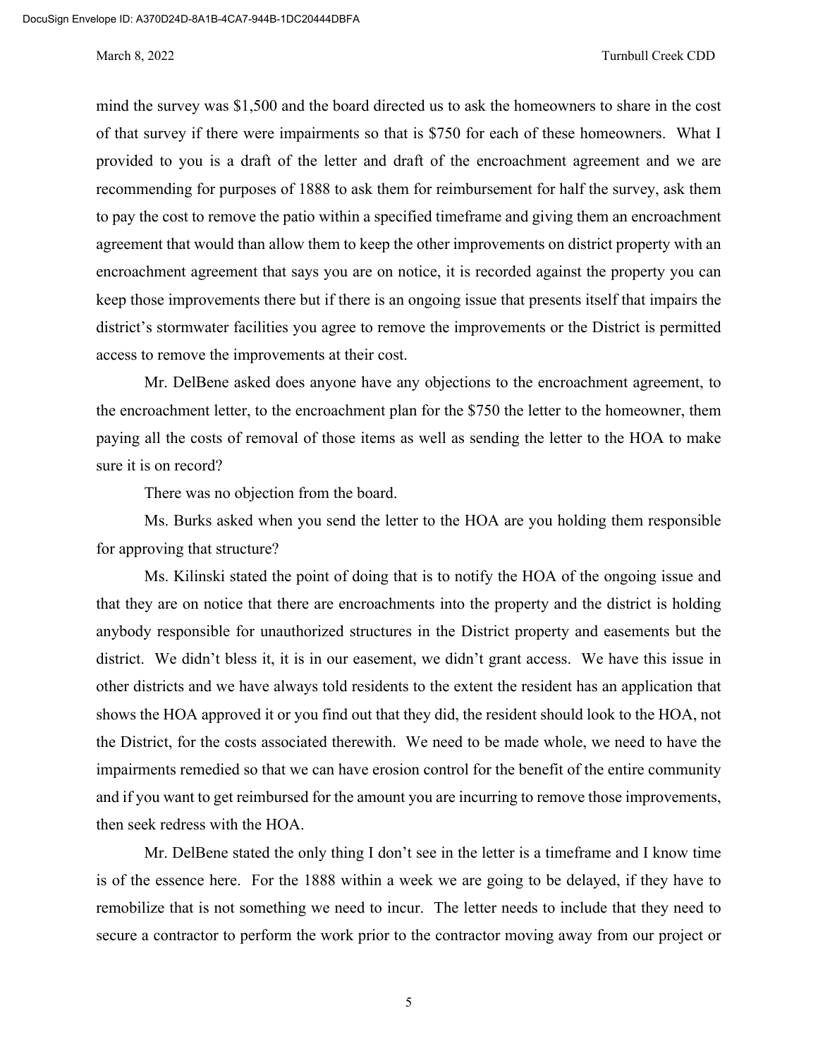mind the survey was $1,500 and the board directed us to ask the homeowners to share in the cost of that survey if there were impairments so that is $750 for each of these homeowners. What I provided to you is a draft of the letter and draft of the encroachment agreement and we are recommending for purposes of 1888 to ask them for reimbursement for half the survey, ask them to pay the cost to remove the patio within a specified timeframe and giving them an encroachment agreement that would than allow them to keep the other improvements on district property with an encroachment agreement that says you are on notice, it is recorded against the property you can keep those improvements there but if there is an ongoing issue that presents itself that impairs the district's stormwater facilities you agree to remove the improvements or the District is permitted access to remove the improvements at their cost.

Mr. DelBene asked does anyone have any objections to the encroachment agreement, to the encroachment letter, to the encroachment plan for the $750 the letter to the homeowner, them paying all the costs of removal of those items as well as sending the letter to the HOA to make sure it is on record?

There was no objection from the board.

Ms. Burks asked when you send the letter to the HOA are you holding them responsible for approving that structure?

Ms. Kilinski stated the point of doing that is to notify the HOA of the ongoing issue and that they are on notice that there are encroachments into the property and the district is holding anybody responsible for unauthorized structures in the District property and easements but the district. We didn't bless it, it is in our easement, we didn't grant access. We have this issue in other districts and we have always told residents to the extent the resident has an application that shows the HOA approved it or you find out that they did, the resident should look to the HOA, not the District, for the costs associated therewith. We need to be made whole, we need to have the impairments remedied so that we can have erosion control for the benefit of the entire community and if you want to get reimbursed for the amount you are incurring to remove those improvements, then seek redress with the HOA.

Mr. DelBene stated the only thing I don't see in the letter is a timeframe and I know time is of the essence here. For the 1888 within a week we are going to be delayed, if they have to remobilize that is not something we need to incur. The letter needs to include that they need to secure a contractor to perform the work prior to the contractor moving away from our project or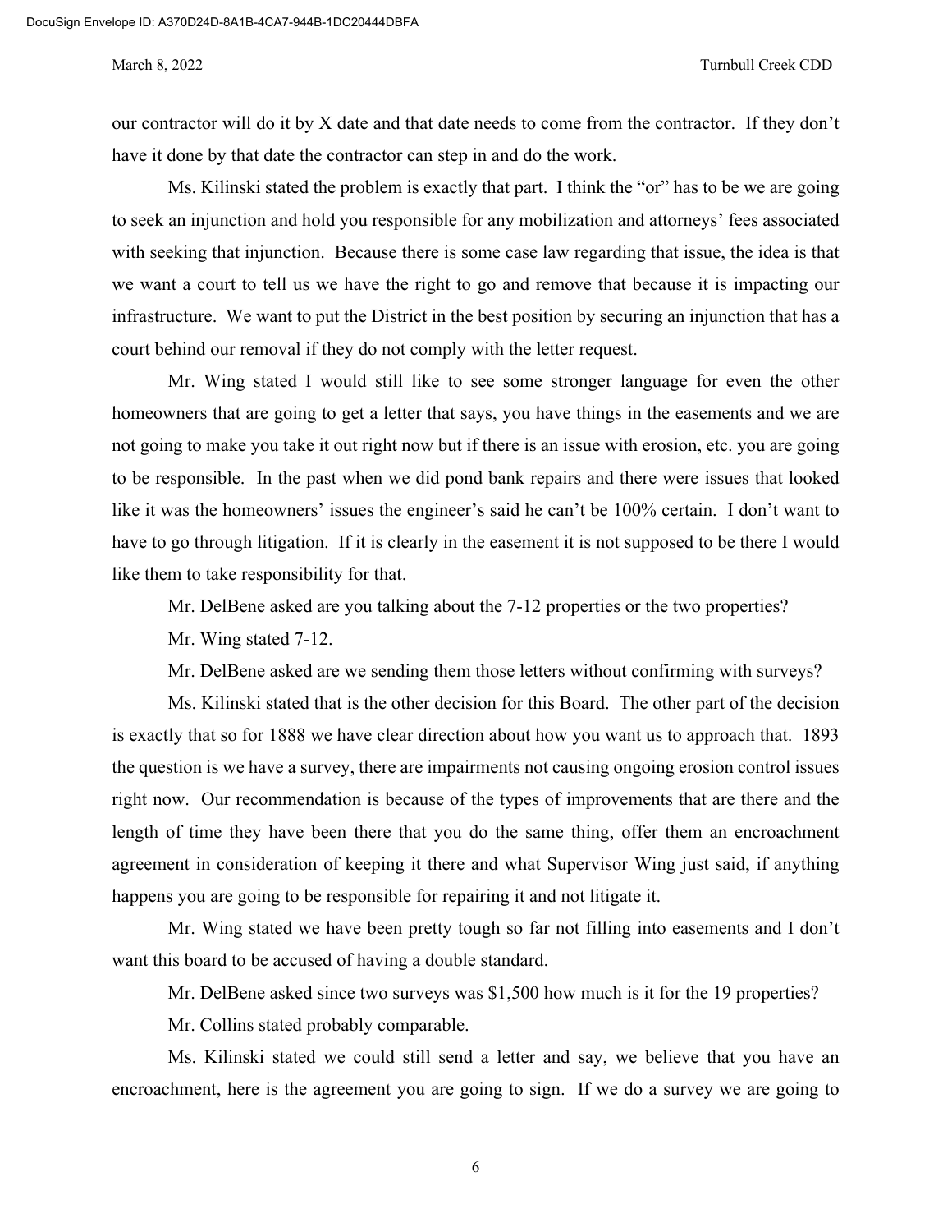our contractor will do it by X date and that date needs to come from the contractor. If they don't have it done by that date the contractor can step in and do the work.

Ms. Kilinski stated the problem is exactly that part. I think the "or" has to be we are going to seek an injunction and hold you responsible for any mobilization and attorneys' fees associated with seeking that injunction. Because there is some case law regarding that issue, the idea is that we want a court to tell us we have the right to go and remove that because it is impacting our infrastructure. We want to put the District in the best position by securing an injunction that has a court behind our removal if they do not comply with the letter request.

Mr. Wing stated I would still like to see some stronger language for even the other homeowners that are going to get a letter that says, you have things in the easements and we are not going to make you take it out right now but if there is an issue with erosion, etc. you are going to be responsible. In the past when we did pond bank repairs and there were issues that looked like it was the homeowners' issues the engineer's said he can't be 100% certain. I don't want to have to go through litigation. If it is clearly in the easement it is not supposed to be there I would like them to take responsibility for that.

Mr. DelBene asked are you talking about the 7-12 properties or the two properties?

Mr. Wing stated 7-12.

Mr. DelBene asked are we sending them those letters without confirming with surveys?

Ms. Kilinski stated that is the other decision for this Board. The other part of the decision is exactly that so for 1888 we have clear direction about how you want us to approach that. 1893 the question is we have a survey, there are impairments not causing ongoing erosion control issues right now. Our recommendation is because of the types of improvements that are there and the length of time they have been there that you do the same thing, offer them an encroachment agreement in consideration of keeping it there and what Supervisor Wing just said, if anything happens you are going to be responsible for repairing it and not litigate it.

Mr. Wing stated we have been pretty tough so far not filling into easements and I don't want this board to be accused of having a double standard.

Mr. DelBene asked since two surveys was $1,500 how much is it for the 19 properties?

Mr. Collins stated probably comparable.

Ms. Kilinski stated we could still send a letter and say, we believe that you have an encroachment, here is the agreement you are going to sign. If we do a survey we are going to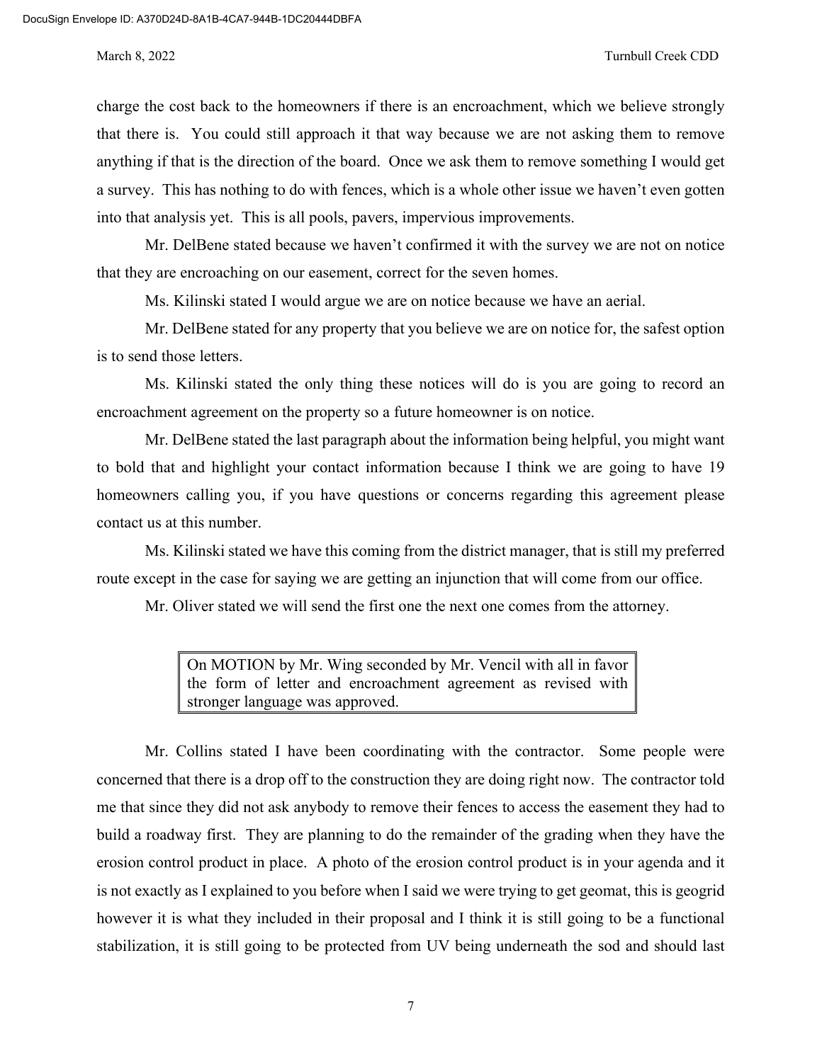charge the cost back to the homeowners if there is an encroachment, which we believe strongly that there is. You could still approach it that way because we are not asking them to remove anything if that is the direction of the board. Once we ask them to remove something I would get a survey. This has nothing to do with fences, which is a whole other issue we haven't even gotten into that analysis yet. This is all pools, pavers, impervious improvements.

Mr. DelBene stated because we haven't confirmed it with the survey we are not on notice that they are encroaching on our easement, correct for the seven homes.

Ms. Kilinski stated I would argue we are on notice because we have an aerial.

Mr. DelBene stated for any property that you believe we are on notice for, the safest option is to send those letters.

Ms. Kilinski stated the only thing these notices will do is you are going to record an encroachment agreement on the property so a future homeowner is on notice.

Mr. DelBene stated the last paragraph about the information being helpful, you might want to bold that and highlight your contact information because I think we are going to have 19 homeowners calling you, if you have questions or concerns regarding this agreement please contact us at this number.

Ms. Kilinski stated we have this coming from the district manager, that is still my preferred route except in the case for saying we are getting an injunction that will come from our office.

Mr. Oliver stated we will send the first one the next one comes from the attorney.

> On MOTION by Mr. Wing seconded by Mr. Vencil with all in favor the form of letter and encroachment agreement as revised with stronger language was approved.

Mr. Collins stated I have been coordinating with the contractor. Some people were concerned that there is a drop off to the construction they are doing right now. The contractor told me that since they did not ask anybody to remove their fences to access the easement they had to build a roadway first. They are planning to do the remainder of the grading when they have the erosion control product in place. A photo of the erosion control product is in your agenda and it is not exactly as I explained to you before when I said we were trying to get geomat, this is geogrid however it is what they included in their proposal and I think it is still going to be a functional stabilization, it is still going to be protected from UV being underneath the sod and should last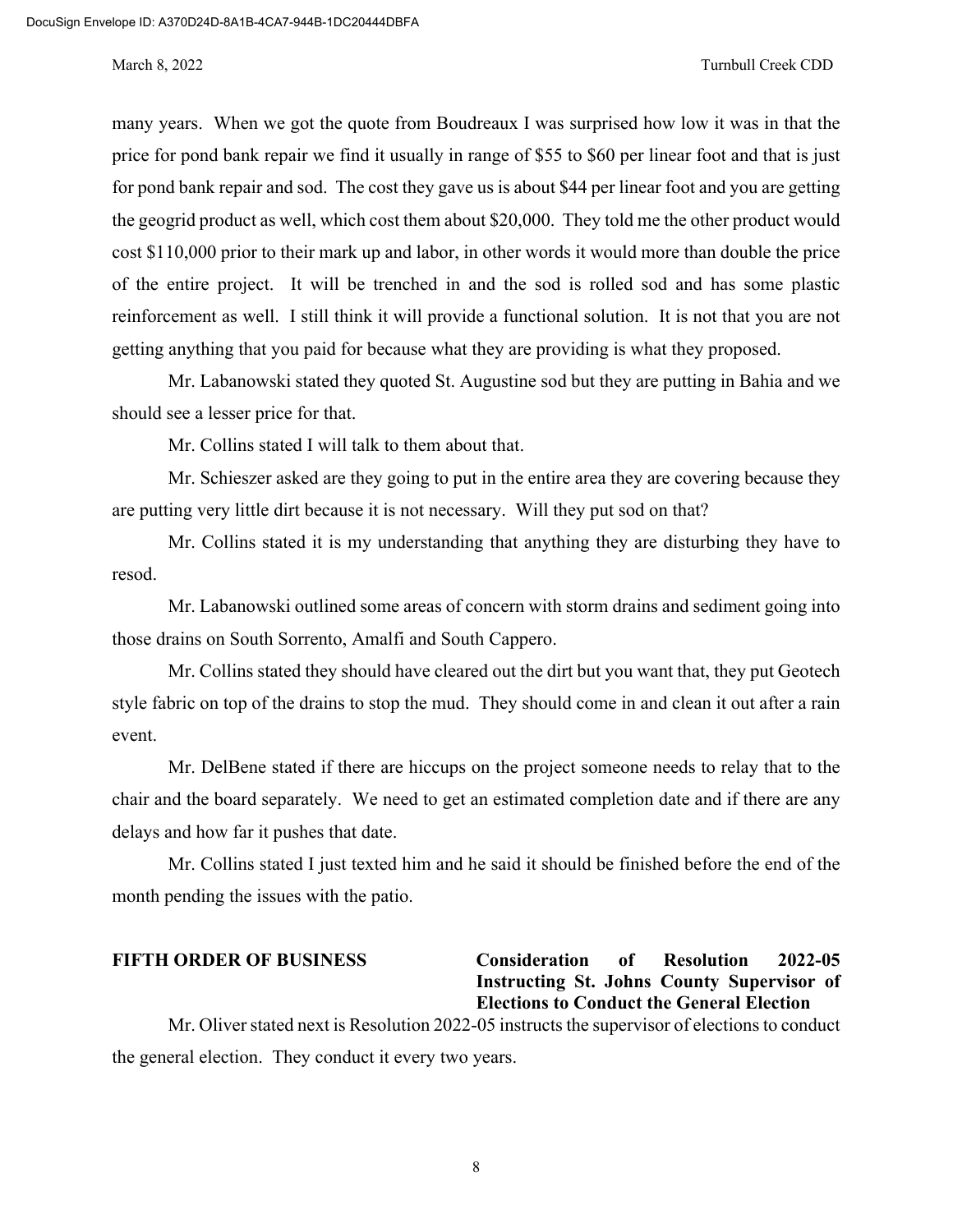many years. When we got the quote from Boudreaux I was surprised how low it was in that the price for pond bank repair we find it usually in range of $55 to $60 per linear foot and that is just for pond bank repair and sod. The cost they gave us is about $44 per linear foot and you are getting the geogrid product as well, which cost them about $20,000. They told me the other product would cost $110,000 prior to their mark up and labor, in other words it would more than double the price of the entire project. It will be trenched in and the sod is rolled sod and has some plastic reinforcement as well. I still think it will provide a functional solution. It is not that you are not getting anything that you paid for because what they are providing is what they proposed.

Mr. Labanowski stated they quoted St. Augustine sod but they are putting in Bahia and we should see a lesser price for that.

Mr. Collins stated I will talk to them about that.

Mr. Schieszer asked are they going to put in the entire area they are covering because they are putting very little dirt because it is not necessary. Will they put sod on that?

Mr. Collins stated it is my understanding that anything they are disturbing they have to resod.

Mr. Labanowski outlined some areas of concern with storm drains and sediment going into those drains on South Sorrento, Amalfi and South Cappero.

Mr. Collins stated they should have cleared out the dirt but you want that, they put Geotech style fabric on top of the drains to stop the mud. They should come in and clean it out after a rain event.

Mr. DelBene stated if there are hiccups on the project someone needs to relay that to the chair and the board separately. We need to get an estimated completion date and if there are any delays and how far it pushes that date.

Mr. Collins stated I just texted him and he said it should be finished before the end of the month pending the issues with the patio.

**FIFTH ORDER OF BUSINESS** **Consideration of Resolution 2022-05 Instructing St. Johns County Supervisor of Elections to Conduct the General Election**

Mr. Oliver stated next is Resolution 2022-05 instructs the supervisor of elections to conduct the general election. They conduct it every two years.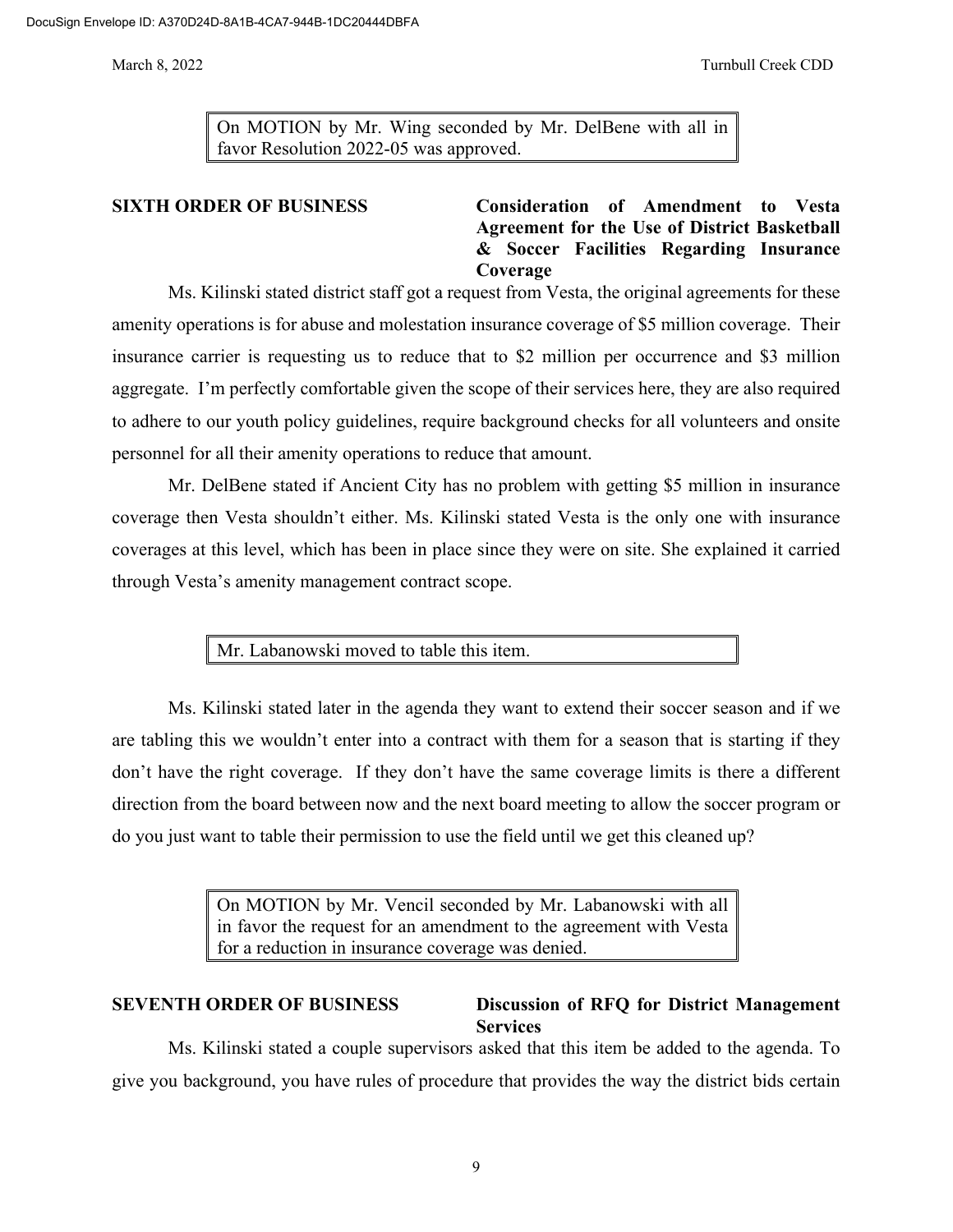> On MOTION by Mr. Wing seconded by Mr. DelBene with all in favor Resolution 2022-05 was approved.

**SIXTH ORDER OF BUSINESS** **Consideration of Amendment to Vesta Agreement for the Use of District Basketball & Soccer Facilities Regarding Insurance Coverage**

Ms. Kilinski stated district staff got a request from Vesta, the original agreements for these amenity operations is for abuse and molestation insurance coverage of $5 million coverage. Their insurance carrier is requesting us to reduce that to $2 million per occurrence and $3 million aggregate. I'm perfectly comfortable given the scope of their services here, they are also required to adhere to our youth policy guidelines, require background checks for all volunteers and onsite personnel for all their amenity operations to reduce that amount.

Mr. DelBene stated if Ancient City has no problem with getting $5 million in insurance coverage then Vesta shouldn't either. Ms. Kilinski stated Vesta is the only one with insurance coverages at this level, which has been in place since they were on site. She explained it carried through Vesta's amenity management contract scope.

> Mr. Labanowski moved to table this item.

Ms. Kilinski stated later in the agenda they want to extend their soccer season and if we are tabling this we wouldn't enter into a contract with them for a season that is starting if they don't have the right coverage. If they don't have the same coverage limits is there a different direction from the board between now and the next board meeting to allow the soccer program or do you just want to table their permission to use the field until we get this cleaned up?

> On MOTION by Mr. Vencil seconded by Mr. Labanowski with all in favor the request for an amendment to the agreement with Vesta for a reduction in insurance coverage was denied.

**SEVENTH ORDER OF BUSINESS** **Discussion of RFQ for District Management Services**

Ms. Kilinski stated a couple supervisors asked that this item be added to the agenda. To give you background, you have rules of procedure that provides the way the district bids certain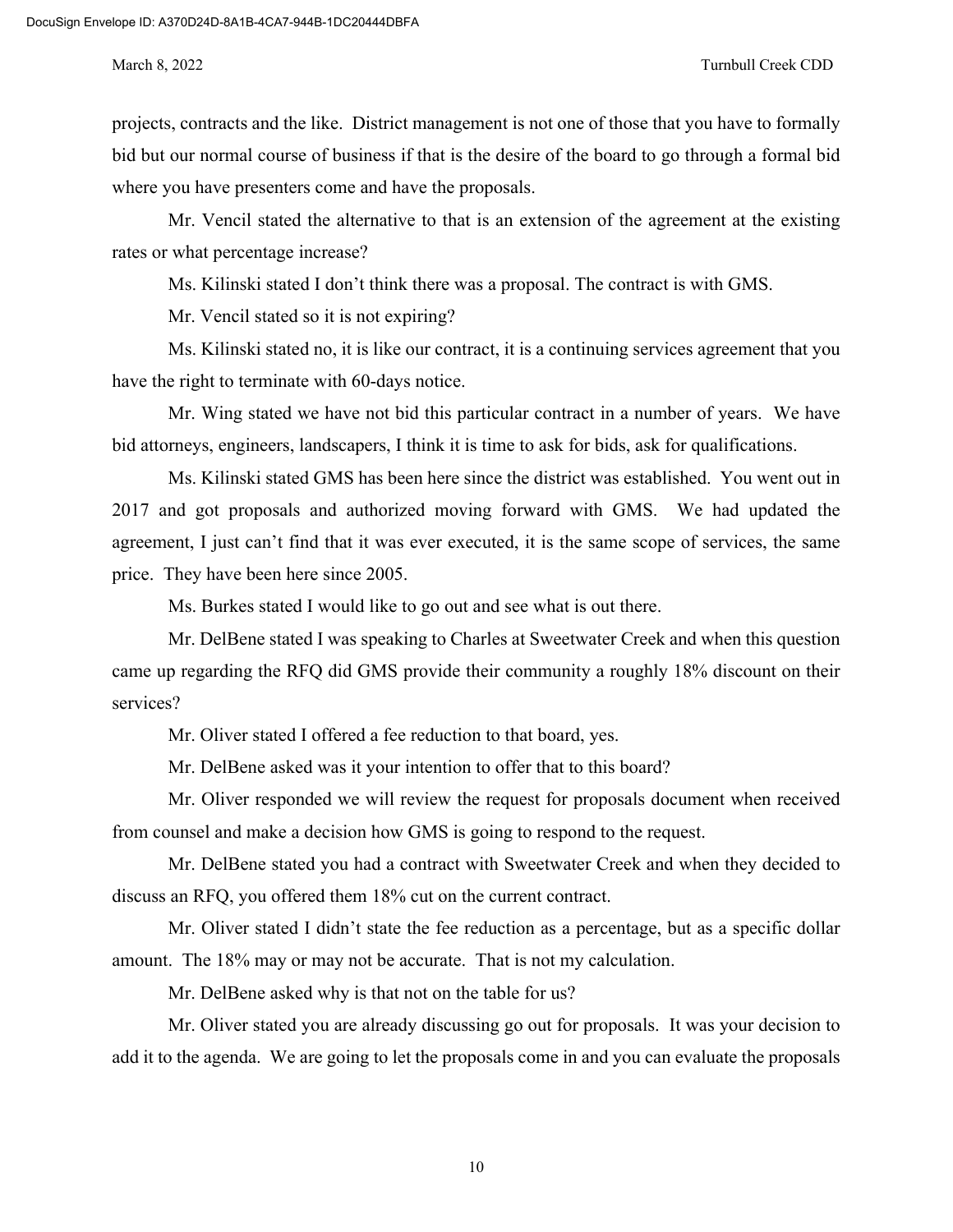projects, contracts and the like. District management is not one of those that you have to formally bid but our normal course of business if that is the desire of the board to go through a formal bid where you have presenters come and have the proposals.

Mr. Vencil stated the alternative to that is an extension of the agreement at the existing rates or what percentage increase?

Ms. Kilinski stated I don't think there was a proposal. The contract is with GMS.

Mr. Vencil stated so it is not expiring?

Ms. Kilinski stated no, it is like our contract, it is a continuing services agreement that you have the right to terminate with 60-days notice.

Mr. Wing stated we have not bid this particular contract in a number of years. We have bid attorneys, engineers, landscapers, I think it is time to ask for bids, ask for qualifications.

Ms. Kilinski stated GMS has been here since the district was established. You went out in 2017 and got proposals and authorized moving forward with GMS. We had updated the agreement, I just can't find that it was ever executed, it is the same scope of services, the same price. They have been here since 2005.

Ms. Burkes stated I would like to go out and see what is out there.

Mr. DelBene stated I was speaking to Charles at Sweetwater Creek and when this question came up regarding the RFQ did GMS provide their community a roughly 18% discount on their services?

Mr. Oliver stated I offered a fee reduction to that board, yes.

Mr. DelBene asked was it your intention to offer that to this board?

Mr. Oliver responded we will review the request for proposals document when received from counsel and make a decision how GMS is going to respond to the request.

Mr. DelBene stated you had a contract with Sweetwater Creek and when they decided to discuss an RFQ, you offered them 18% cut on the current contract.

Mr. Oliver stated I didn't state the fee reduction as a percentage, but as a specific dollar amount. The 18% may or may not be accurate. That is not my calculation.

Mr. DelBene asked why is that not on the table for us?

Mr. Oliver stated you are already discussing go out for proposals. It was your decision to add it to the agenda. We are going to let the proposals come in and you can evaluate the proposals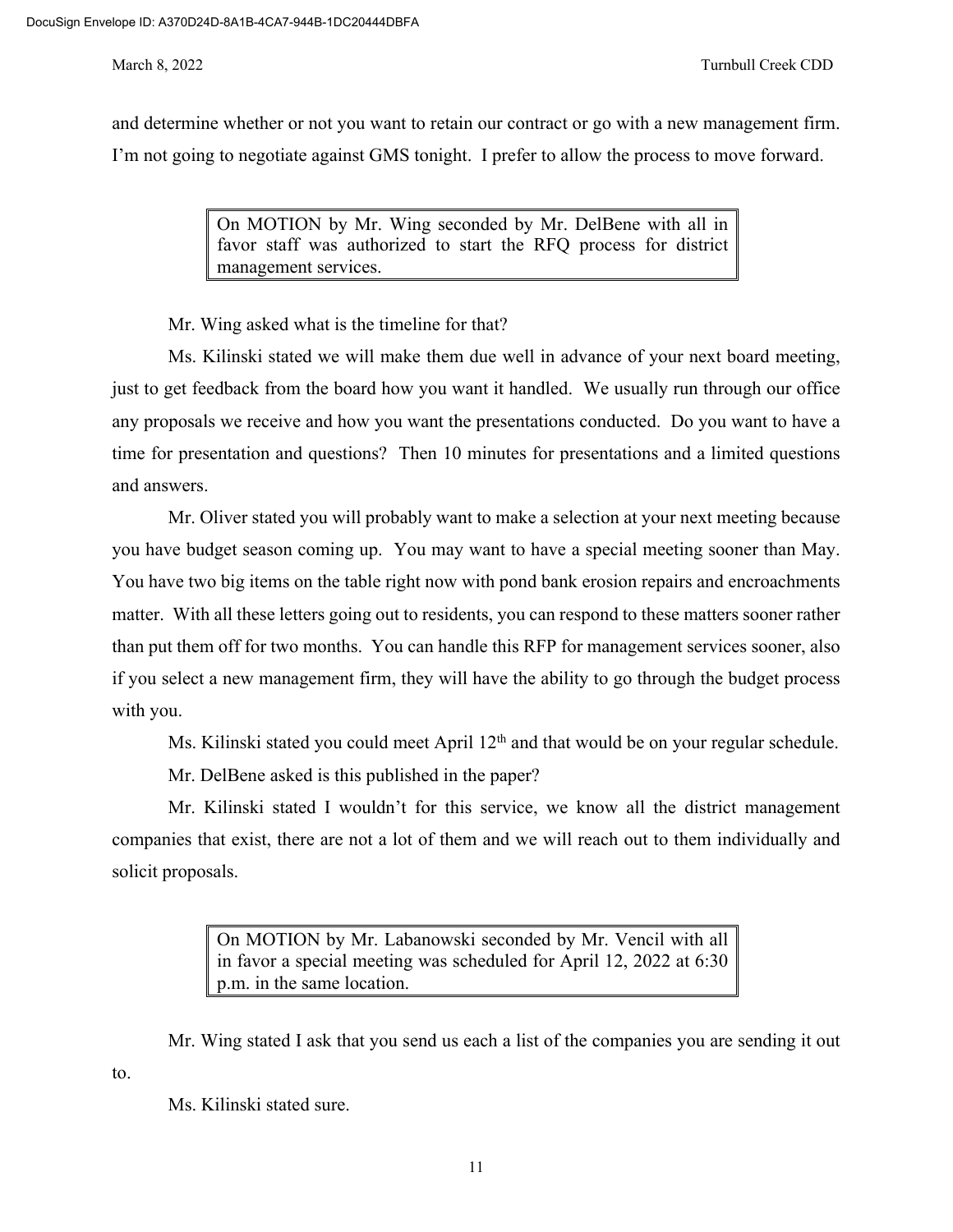and determine whether or not you want to retain our contract or go with a new management firm. I'm not going to negotiate against GMS tonight. I prefer to allow the process to move forward.

> On MOTION by Mr. Wing seconded by Mr. DelBene with all in favor staff was authorized to start the RFQ process for district management services.

Mr. Wing asked what is the timeline for that?

Ms. Kilinski stated we will make them due well in advance of your next board meeting, just to get feedback from the board how you want it handled. We usually run through our office any proposals we receive and how you want the presentations conducted. Do you want to have a time for presentation and questions? Then 10 minutes for presentations and a limited questions and answers.

Mr. Oliver stated you will probably want to make a selection at your next meeting because you have budget season coming up. You may want to have a special meeting sooner than May. You have two big items on the table right now with pond bank erosion repairs and encroachments matter. With all these letters going out to residents, you can respond to these matters sooner rather than put them off for two months. You can handle this RFP for management services sooner, also if you select a new management firm, they will have the ability to go through the budget process with you.

Ms. Kilinski stated you could meet April 12th and that would be on your regular schedule.

Mr. DelBene asked is this published in the paper?

Mr. Kilinski stated I wouldn't for this service, we know all the district management companies that exist, there are not a lot of them and we will reach out to them individually and solicit proposals.

> On MOTION by Mr. Labanowski seconded by Mr. Vencil with all in favor a special meeting was scheduled for April 12, 2022 at 6:30 p.m. in the same location.

Mr. Wing stated I ask that you send us each a list of the companies you are sending it out to.

Ms. Kilinski stated sure.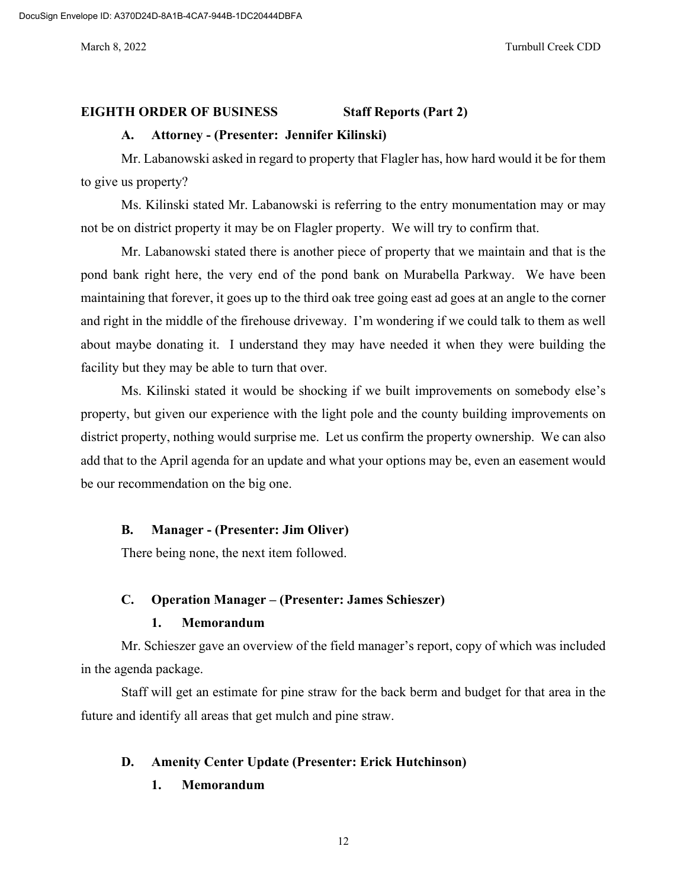**EIGHTH ORDER OF BUSINESS Staff Reports (Part 2)**

**A. Attorney - (Presenter: Jennifer Kilinski)**

Mr. Labanowski asked in regard to property that Flagler has, how hard would it be for them to give us property?

Ms. Kilinski stated Mr. Labanowski is referring to the entry monumentation may or may not be on district property it may be on Flagler property. We will try to confirm that.

Mr. Labanowski stated there is another piece of property that we maintain and that is the pond bank right here, the very end of the pond bank on Murabella Parkway. We have been maintaining that forever, it goes up to the third oak tree going east ad goes at an angle to the corner and right in the middle of the firehouse driveway. I'm wondering if we could talk to them as well about maybe donating it. I understand they may have needed it when they were building the facility but they may be able to turn that over.

Ms. Kilinski stated it would be shocking if we built improvements on somebody else's property, but given our experience with the light pole and the county building improvements on district property, nothing would surprise me. Let us confirm the property ownership. We can also add that to the April agenda for an update and what your options may be, even an easement would be our recommendation on the big one.

**B. Manager - (Presenter: Jim Oliver)**

There being none, the next item followed.

**C. Operation Manager – (Presenter: James Schieszer)**

**1. Memorandum**

Mr. Schieszer gave an overview of the field manager's report, copy of which was included in the agenda package.

Staff will get an estimate for pine straw for the back berm and budget for that area in the future and identify all areas that get mulch and pine straw.

**D. Amenity Center Update (Presenter: Erick Hutchinson)**

**1. Memorandum**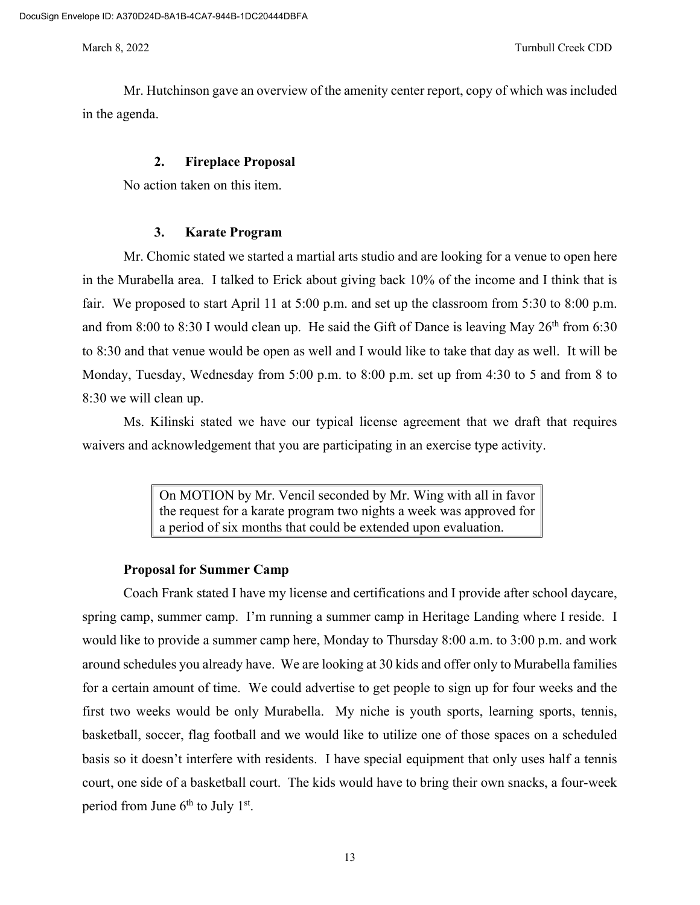Mr. Hutchinson gave an overview of the amenity center report, copy of which was included in the agenda.

### 2. Fireplace Proposal

No action taken on this item.

### 3. Karate Program

Mr. Chomic stated we started a martial arts studio and are looking for a venue to open here in the Murabella area. I talked to Erick about giving back 10% of the income and I think that is fair. We proposed to start April 11 at 5:00 p.m. and set up the classroom from 5:30 to 8:00 p.m. and from 8:00 to 8:30 I would clean up. He said the Gift of Dance is leaving May 26th from 6:30 to 8:30 and that venue would be open as well and I would like to take that day as well. It will be Monday, Tuesday, Wednesday from 5:00 p.m. to 8:00 p.m. set up from 4:30 to 5 and from 8 to 8:30 we will clean up.

Ms. Kilinski stated we have our typical license agreement that we draft that requires waivers and acknowledgement that you are participating in an exercise type activity.

> On MOTION by Mr. Vencil seconded by Mr. Wing with all in favor the request for a karate program two nights a week was approved for a period of six months that could be extended upon evaluation.

### Proposal for Summer Camp

Coach Frank stated I have my license and certifications and I provide after school daycare, spring camp, summer camp. I'm running a summer camp in Heritage Landing where I reside. I would like to provide a summer camp here, Monday to Thursday 8:00 a.m. to 3:00 p.m. and work around schedules you already have. We are looking at 30 kids and offer only to Murabella families for a certain amount of time. We could advertise to get people to sign up for four weeks and the first two weeks would be only Murabella. My niche is youth sports, learning sports, tennis, basketball, soccer, flag football and we would like to utilize one of those spaces on a scheduled basis so it doesn't interfere with residents. I have special equipment that only uses half a tennis court, one side of a basketball court. The kids would have to bring their own snacks, a four-week period from June 6th to July 1st.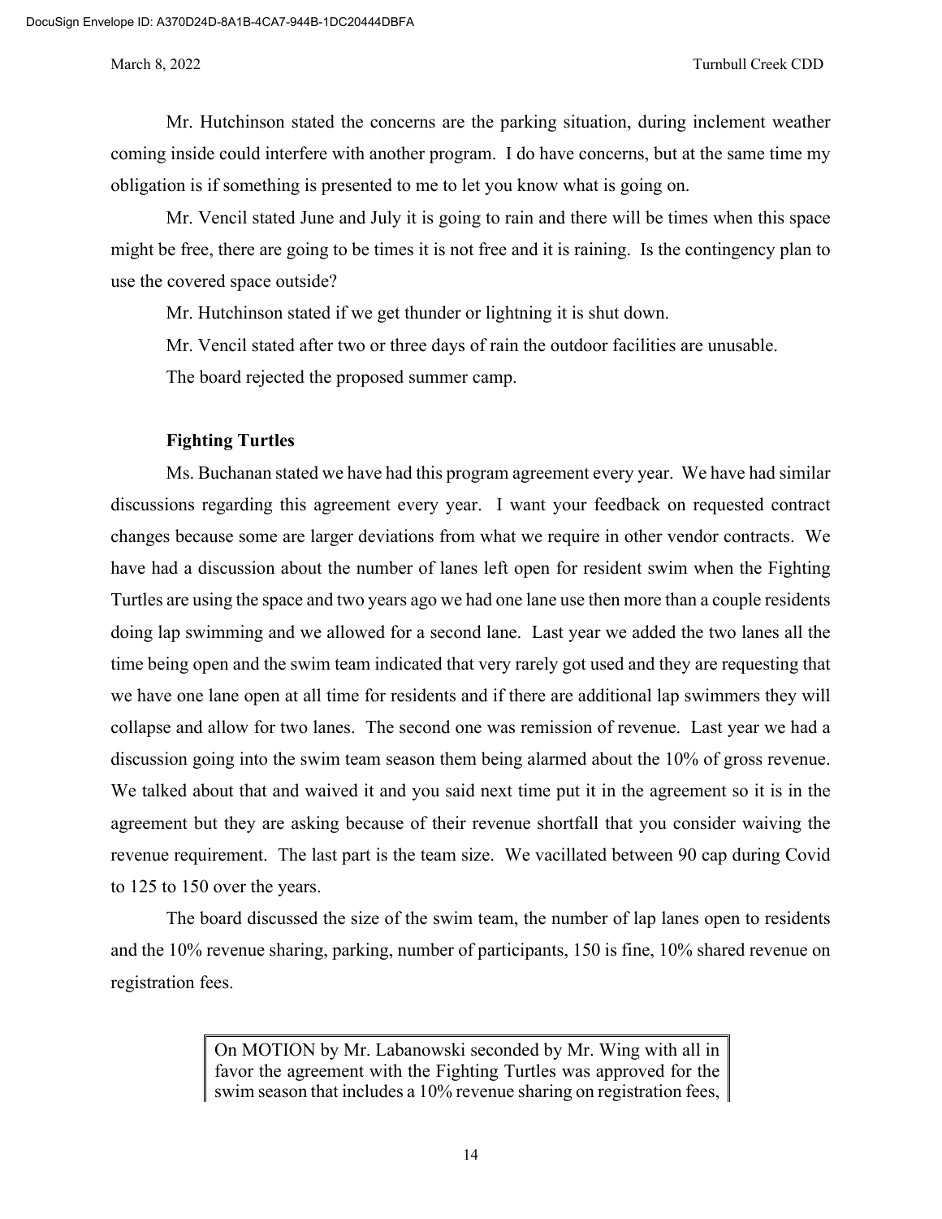Mr. Hutchinson stated the concerns are the parking situation, during inclement weather coming inside could interfere with another program. I do have concerns, but at the same time my obligation is if something is presented to me to let you know what is going on.

Mr. Vencil stated June and July it is going to rain and there will be times when this space might be free, there are going to be times it is not free and it is raining. Is the contingency plan to use the covered space outside?

Mr. Hutchinson stated if we get thunder or lightning it is shut down.

Mr. Vencil stated after two or three days of rain the outdoor facilities are unusable.

The board rejected the proposed summer camp.

**Fighting Turtles**

Ms. Buchanan stated we have had this program agreement every year. We have had similar discussions regarding this agreement every year. I want your feedback on requested contract changes because some are larger deviations from what we require in other vendor contracts. We have had a discussion about the number of lanes left open for resident swim when the Fighting Turtles are using the space and two years ago we had one lane use then more than a couple residents doing lap swimming and we allowed for a second lane. Last year we added the two lanes all the time being open and the swim team indicated that very rarely got used and they are requesting that we have one lane open at all time for residents and if there are additional lap swimmers they will collapse and allow for two lanes. The second one was remission of revenue. Last year we had a discussion going into the swim team season them being alarmed about the 10% of gross revenue. We talked about that and waived it and you said next time put it in the agreement so it is in the agreement but they are asking because of their revenue shortfall that you consider waiving the revenue requirement. The last part is the team size. We vacillated between 90 cap during Covid to 125 to 150 over the years.

The board discussed the size of the swim team, the number of lap lanes open to residents and the 10% revenue sharing, parking, number of participants, 150 is fine, 10% shared revenue on registration fees.

> On MOTION by Mr. Labanowski seconded by Mr. Wing with all in favor the agreement with the Fighting Turtles was approved for the swim season that includes a 10% revenue sharing on registration fees,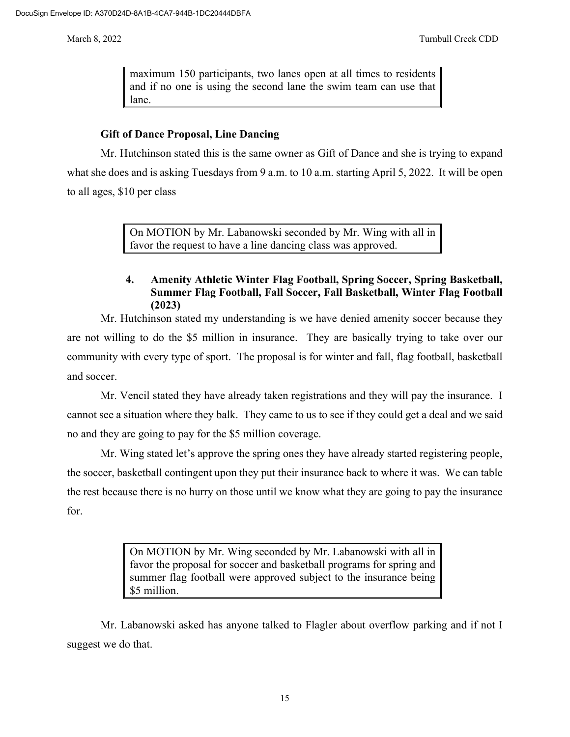maximum 150 participants, two lanes open at all times to residents and if no one is using the second lane the swim team can use that lane.

**Gift of Dance Proposal, Line Dancing**

Mr. Hutchinson stated this is the same owner as Gift of Dance and she is trying to expand what she does and is asking Tuesdays from 9 a.m. to 10 a.m. starting April 5, 2022. It will be open to all ages, $10 per class

> On MOTION by Mr. Labanowski seconded by Mr. Wing with all in favor the request to have a line dancing class was approved.

**4. Amenity Athletic Winter Flag Football, Spring Soccer, Spring Basketball, Summer Flag Football, Fall Soccer, Fall Basketball, Winter Flag Football (2023)**

Mr. Hutchinson stated my understanding is we have denied amenity soccer because they are not willing to do the $5 million in insurance. They are basically trying to take over our community with every type of sport. The proposal is for winter and fall, flag football, basketball and soccer.

Mr. Vencil stated they have already taken registrations and they will pay the insurance. I cannot see a situation where they balk. They came to us to see if they could get a deal and we said no and they are going to pay for the $5 million coverage.

Mr. Wing stated let's approve the spring ones they have already started registering people, the soccer, basketball contingent upon they put their insurance back to where it was. We can table the rest because there is no hurry on those until we know what they are going to pay the insurance for.

> On MOTION by Mr. Wing seconded by Mr. Labanowski with all in favor the proposal for soccer and basketball programs for spring and summer flag football were approved subject to the insurance being $5 million.

Mr. Labanowski asked has anyone talked to Flagler about overflow parking and if not I suggest we do that.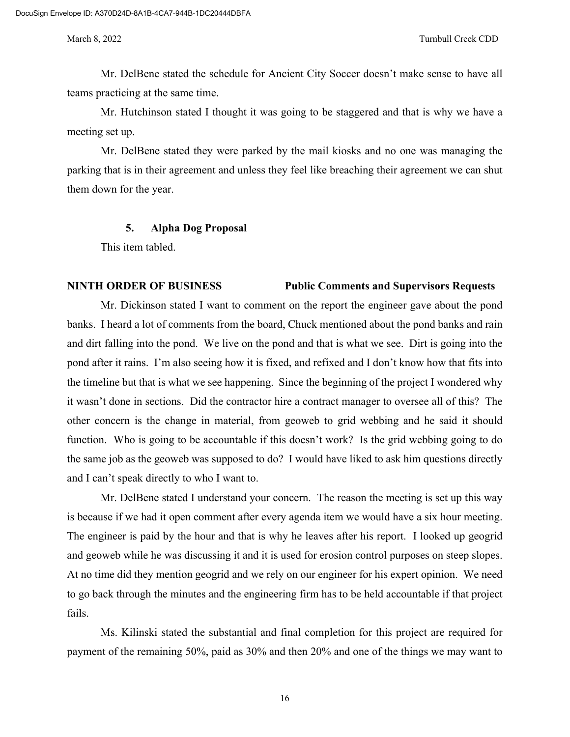Mr. DelBene stated the schedule for Ancient City Soccer doesn't make sense to have all teams practicing at the same time.

Mr. Hutchinson stated I thought it was going to be staggered and that is why we have a meeting set up.

Mr. DelBene stated they were parked by the mail kiosks and no one was managing the parking that is in their agreement and unless they feel like breaching their agreement we can shut them down for the year.

**5. Alpha Dog Proposal**

This item tabled.

**NINTH ORDER OF BUSINESS — Public Comments and Supervisors Requests**

Mr. Dickinson stated I want to comment on the report the engineer gave about the pond banks. I heard a lot of comments from the board, Chuck mentioned about the pond banks and rain and dirt falling into the pond. We live on the pond and that is what we see. Dirt is going into the pond after it rains. I'm also seeing how it is fixed, and refixed and I don't know how that fits into the timeline but that is what we see happening. Since the beginning of the project I wondered why it wasn't done in sections. Did the contractor hire a contract manager to oversee all of this? The other concern is the change in material, from geoweb to grid webbing and he said it should function. Who is going to be accountable if this doesn't work? Is the grid webbing going to do the same job as the geoweb was supposed to do? I would have liked to ask him questions directly and I can't speak directly to who I want to.

Mr. DelBene stated I understand your concern. The reason the meeting is set up this way is because if we had it open comment after every agenda item we would have a six hour meeting. The engineer is paid by the hour and that is why he leaves after his report. I looked up geogrid and geoweb while he was discussing it and it is used for erosion control purposes on steep slopes. At no time did they mention geogrid and we rely on our engineer for his expert opinion. We need to go back through the minutes and the engineering firm has to be held accountable if that project fails.

Ms. Kilinski stated the substantial and final completion for this project are required for payment of the remaining 50%, paid as 30% and then 20% and one of the things we may want to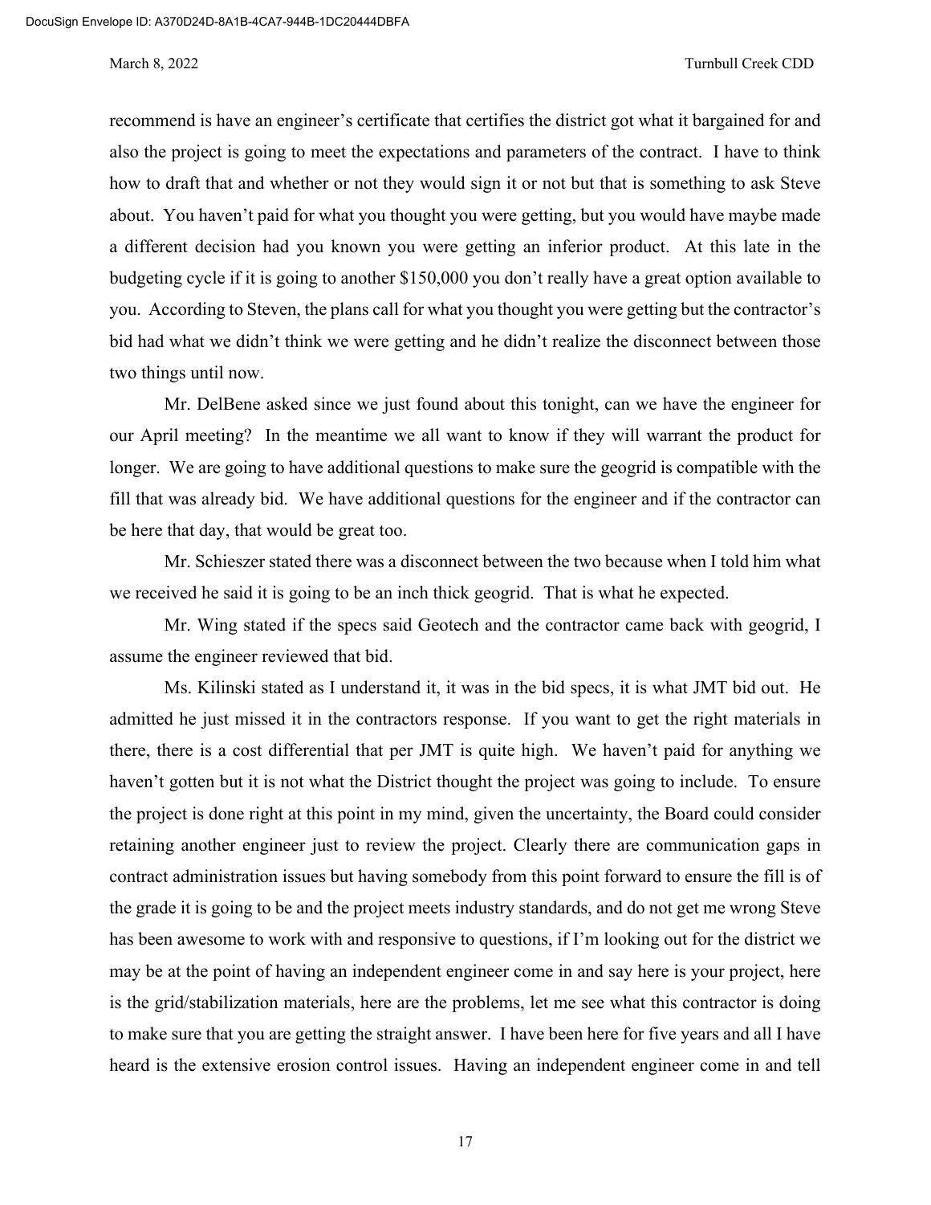recommend is have an engineer's certificate that certifies the district got what it bargained for and also the project is going to meet the expectations and parameters of the contract. I have to think how to draft that and whether or not they would sign it or not but that is something to ask Steve about. You haven't paid for what you thought you were getting, but you would have maybe made a different decision had you known you were getting an inferior product. At this late in the budgeting cycle if it is going to another $150,000 you don't really have a great option available to you. According to Steven, the plans call for what you thought you were getting but the contractor's bid had what we didn't think we were getting and he didn't realize the disconnect between those two things until now.

Mr. DelBene asked since we just found about this tonight, can we have the engineer for our April meeting? In the meantime we all want to know if they will warrant the product for longer. We are going to have additional questions to make sure the geogrid is compatible with the fill that was already bid. We have additional questions for the engineer and if the contractor can be here that day, that would be great too.

Mr. Schieszer stated there was a disconnect between the two because when I told him what we received he said it is going to be an inch thick geogrid. That is what he expected.

Mr. Wing stated if the specs said Geotech and the contractor came back with geogrid, I assume the engineer reviewed that bid.

Ms. Kilinski stated as I understand it, it was in the bid specs, it is what JMT bid out. He admitted he just missed it in the contractors response. If you want to get the right materials in there, there is a cost differential that per JMT is quite high. We haven't paid for anything we haven't gotten but it is not what the District thought the project was going to include. To ensure the project is done right at this point in my mind, given the uncertainty, the Board could consider retaining another engineer just to review the project. Clearly there are communication gaps in contract administration issues but having somebody from this point forward to ensure the fill is of the grade it is going to be and the project meets industry standards, and do not get me wrong Steve has been awesome to work with and responsive to questions, if I'm looking out for the district we may be at the point of having an independent engineer come in and say here is your project, here is the grid/stabilization materials, here are the problems, let me see what this contractor is doing to make sure that you are getting the straight answer. I have been here for five years and all I have heard is the extensive erosion control issues. Having an independent engineer come in and tell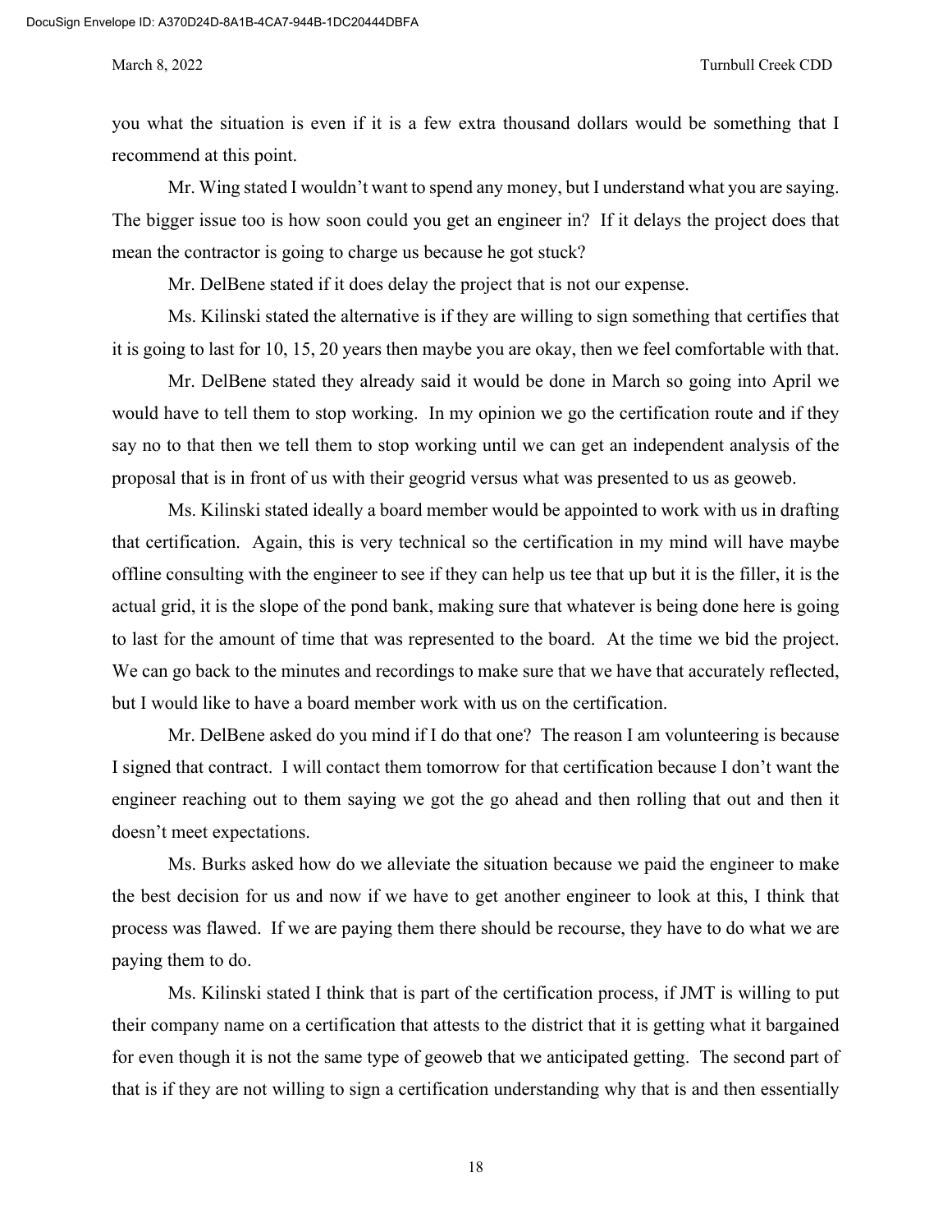you what the situation is even if it is a few extra thousand dollars would be something that I recommend at this point.

Mr. Wing stated I wouldn't want to spend any money, but I understand what you are saying. The bigger issue too is how soon could you get an engineer in? If it delays the project does that mean the contractor is going to charge us because he got stuck?

Mr. DelBene stated if it does delay the project that is not our expense.

Ms. Kilinski stated the alternative is if they are willing to sign something that certifies that it is going to last for 10, 15, 20 years then maybe you are okay, then we feel comfortable with that.

Mr. DelBene stated they already said it would be done in March so going into April we would have to tell them to stop working. In my opinion we go the certification route and if they say no to that then we tell them to stop working until we can get an independent analysis of the proposal that is in front of us with their geogrid versus what was presented to us as geoweb.

Ms. Kilinski stated ideally a board member would be appointed to work with us in drafting that certification. Again, this is very technical so the certification in my mind will have maybe offline consulting with the engineer to see if they can help us tee that up but it is the filler, it is the actual grid, it is the slope of the pond bank, making sure that whatever is being done here is going to last for the amount of time that was represented to the board. At the time we bid the project. We can go back to the minutes and recordings to make sure that we have that accurately reflected, but I would like to have a board member work with us on the certification.

Mr. DelBene asked do you mind if I do that one? The reason I am volunteering is because I signed that contract. I will contact them tomorrow for that certification because I don't want the engineer reaching out to them saying we got the go ahead and then rolling that out and then it doesn't meet expectations.

Ms. Burks asked how do we alleviate the situation because we paid the engineer to make the best decision for us and now if we have to get another engineer to look at this, I think that process was flawed. If we are paying them there should be recourse, they have to do what we are paying them to do.

Ms. Kilinski stated I think that is part of the certification process, if JMT is willing to put their company name on a certification that attests to the district that it is getting what it bargained for even though it is not the same type of geoweb that we anticipated getting. The second part of that is if they are not willing to sign a certification understanding why that is and then essentially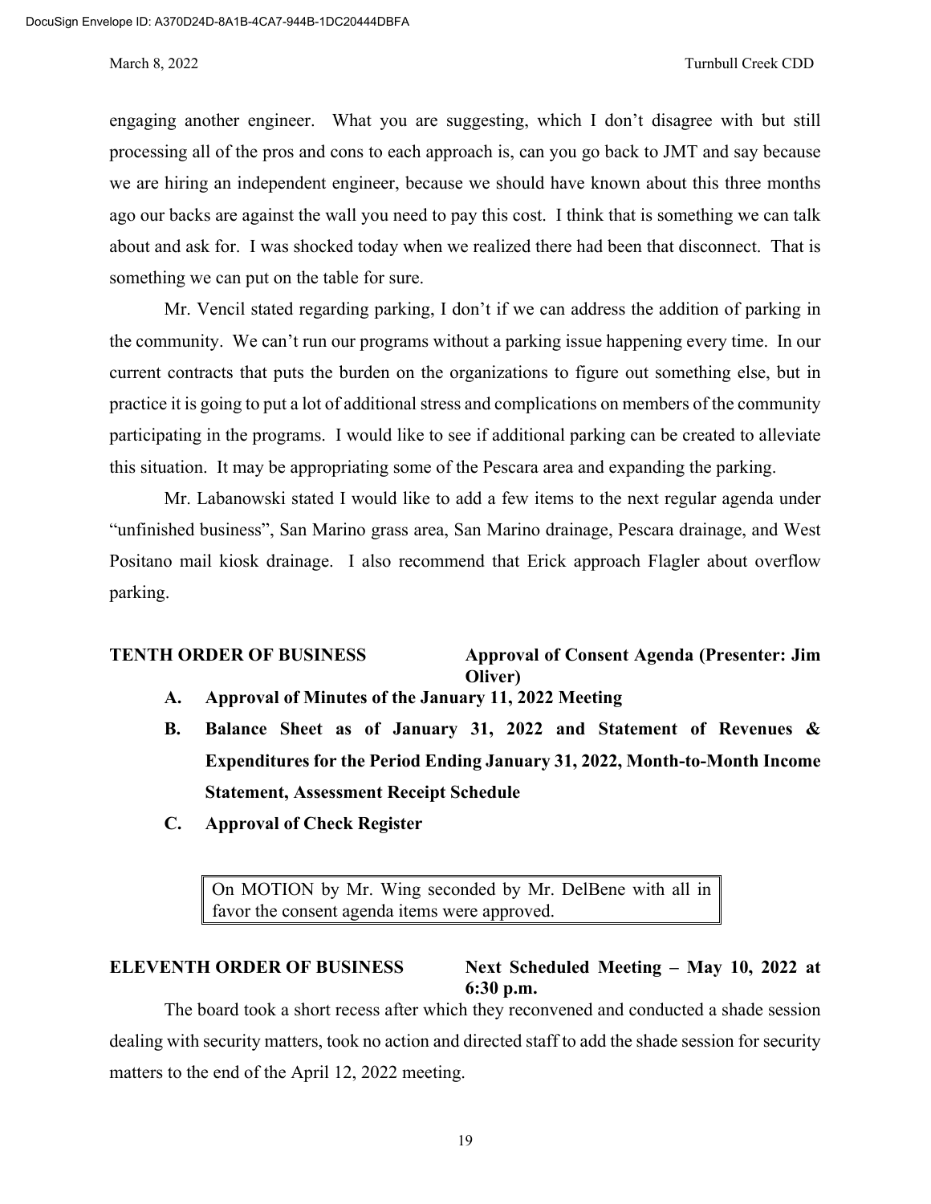engaging another engineer. What you are suggesting, which I don't disagree with but still processing all of the pros and cons to each approach is, can you go back to JMT and say because we are hiring an independent engineer, because we should have known about this three months ago our backs are against the wall you need to pay this cost. I think that is something we can talk about and ask for. I was shocked today when we realized there had been that disconnect. That is something we can put on the table for sure.

Mr. Vencil stated regarding parking, I don't if we can address the addition of parking in the community. We can't run our programs without a parking issue happening every time. In our current contracts that puts the burden on the organizations to figure out something else, but in practice it is going to put a lot of additional stress and complications on members of the community participating in the programs. I would like to see if additional parking can be created to alleviate this situation. It may be appropriating some of the Pescara area and expanding the parking.

Mr. Labanowski stated I would like to add a few items to the next regular agenda under "unfinished business", San Marino grass area, San Marino drainage, Pescara drainage, and West Positano mail kiosk drainage. I also recommend that Erick approach Flagler about overflow parking.

**TENTH ORDER OF BUSINESS** **Approval of Consent Agenda (Presenter: Jim Oliver)**

**A. Approval of Minutes of the January 11, 2022 Meeting**

**B. Balance Sheet as of January 31, 2022 and Statement of Revenues & Expenditures for the Period Ending January 31, 2022, Month-to-Month Income Statement, Assessment Receipt Schedule**

**C. Approval of Check Register**

> On MOTION by Mr. Wing seconded by Mr. DelBene with all in favor the consent agenda items were approved.

**ELEVENTH ORDER OF BUSINESS** **Next Scheduled Meeting – May 10, 2022 at 6:30 p.m.**

The board took a short recess after which they reconvened and conducted a shade session dealing with security matters, took no action and directed staff to add the shade session for security matters to the end of the April 12, 2022 meeting.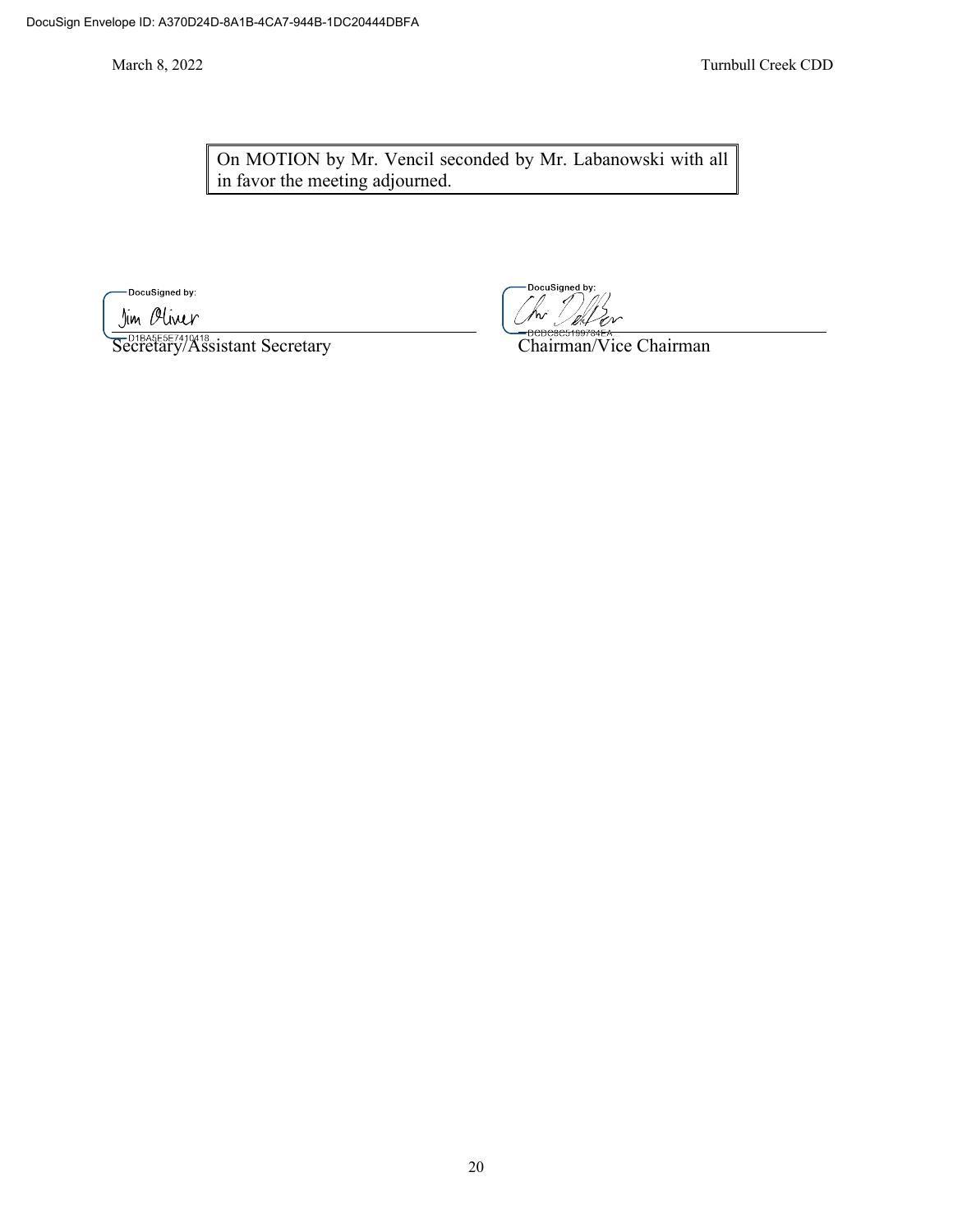On MOTION by Mr. Vencil seconded by Mr. Labanowski with all in favor the meeting adjourned.

DocuSigned by:
Jim Oliver
D1BA5E5E7410418...

Secretary/Assistant Secretary

DocuSigned by:
DCDC8C5199784EA...

Chairman/Vice Chairman